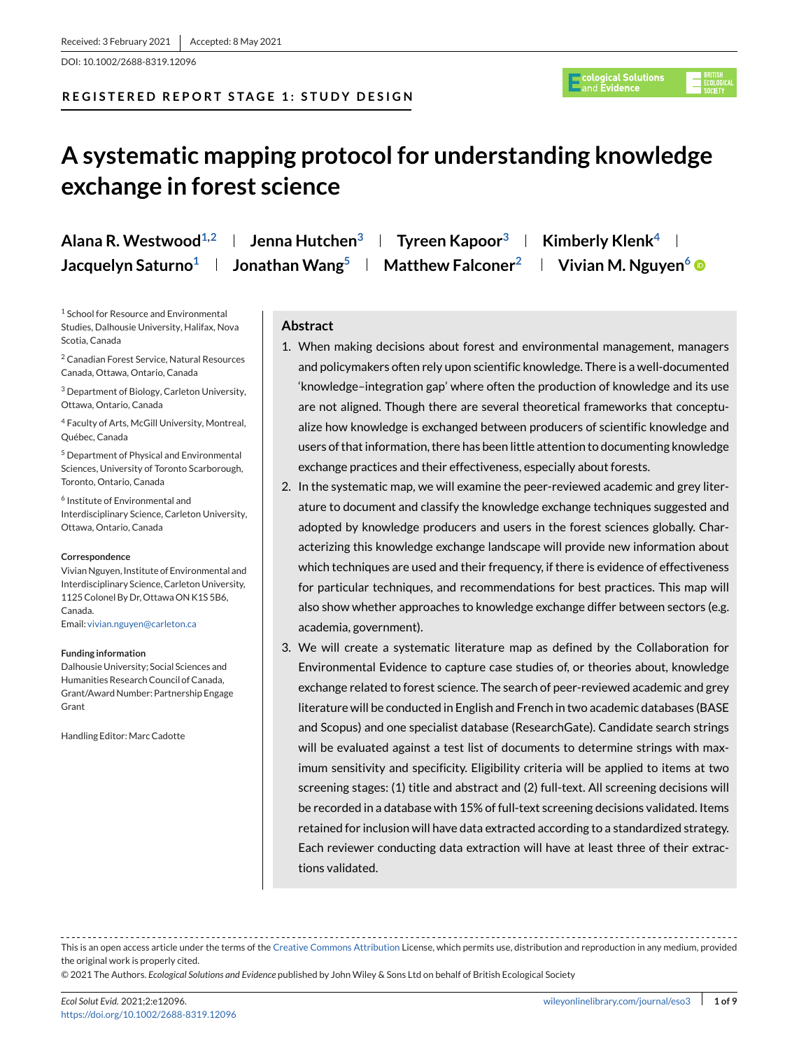Received: 3 February 2021 | Accepted: 8 May 2021

DOI: 10.1002/2688-8319.12096

REGISTERED REPORT STAGE 1: STUDY DESIGN

# A systematic mapping protocol for understanding knowledge exchange in forest science

Alana R. Westwood[1,2] | Jenna Hutchen[3] | Tyreen Kapoor[3] | Kimberly Klenk[4] | Jacquelyn Saturno[1] | Jonathan Wang[5] | Matthew Falconer[2] | Vivian M. Nguyen[6]

[1] School for Resource and Environmental Studies, Dalhousie University, Halifax, Nova Scotia, Canada

[2] Canadian Forest Service, Natural Resources Canada, Ottawa, Ontario, Canada

[3] Department of Biology, Carleton University, Ottawa, Ontario, Canada

[4] Faculty of Arts, McGill University, Montreal, Québec, Canada

[5] Department of Physical and Environmental Sciences, University of Toronto Scarborough, Toronto, Ontario, Canada

[6] Institute of Environmental and Interdisciplinary Science, Carleton University, Ottawa, Ontario, Canada

**Correspondence**

Vivian Nguyen, Institute of Environmental and Interdisciplinary Science, Carleton University, 1125 Colonel By Dr, Ottawa ON K1S 5B6, Canada.
Email: vivian.nguyen@carleton.ca

**Funding information**

Dalhousie University; Social Sciences and Humanities Research Council of Canada, Grant/Award Number: Partnership Engage Grant

Handling Editor: Marc Cadotte

## Abstract

1. When making decisions about forest and environmental management, managers and policymakers often rely upon scientific knowledge. There is a well-documented 'knowledge–integration gap' where often the production of knowledge and its use are not aligned. Though there are several theoretical frameworks that conceptualize how knowledge is exchanged between producers of scientific knowledge and users of that information, there has been little attention to documenting knowledge exchange practices and their effectiveness, especially about forests.
2. In the systematic map, we will examine the peer-reviewed academic and grey literature to document and classify the knowledge exchange techniques suggested and adopted by knowledge producers and users in the forest sciences globally. Characterizing this knowledge exchange landscape will provide new information about which techniques are used and their frequency, if there is evidence of effectiveness for particular techniques, and recommendations for best practices. This map will also show whether approaches to knowledge exchange differ between sectors (e.g. academia, government).
3. We will create a systematic literature map as defined by the Collaboration for Environmental Evidence to capture case studies of, or theories about, knowledge exchange related to forest science. The search of peer-reviewed academic and grey literature will be conducted in English and French in two academic databases (BASE and Scopus) and one specialist database (ResearchGate). Candidate search strings will be evaluated against a test list of documents to determine strings with maximum sensitivity and specificity. Eligibility criteria will be applied to items at two screening stages: (1) title and abstract and (2) full-text. All screening decisions will be recorded in a database with 15% of full-text screening decisions validated. Items retained for inclusion will have data extracted according to a standardized strategy. Each reviewer conducting data extraction will have at least three of their extractions validated.

This is an open access article under the terms of the Creative Commons Attribution License, which permits use, distribution and reproduction in any medium, provided the original work is properly cited.

© 2021 The Authors. *Ecological Solutions and Evidence* published by John Wiley & Sons Ltd on behalf of British Ecological Society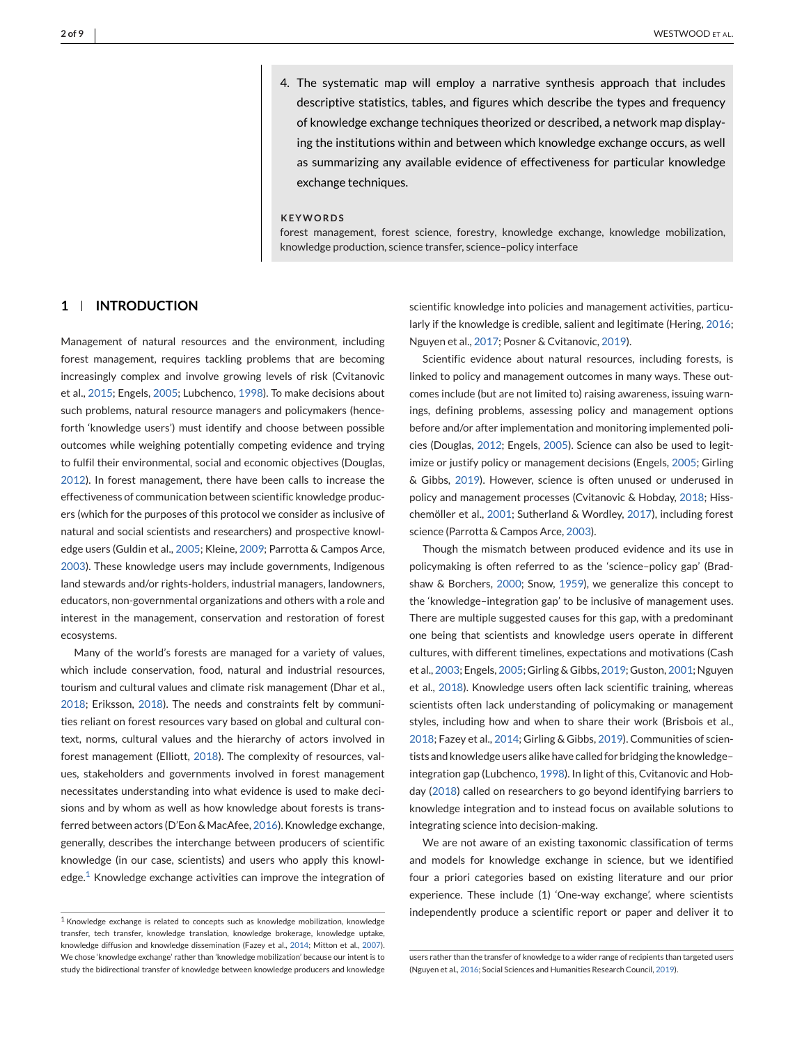4. The systematic map will employ a narrative synthesis approach that includes descriptive statistics, tables, and figures which describe the types and frequency of knowledge exchange techniques theorized or described, a network map displaying the institutions within and between which knowledge exchange occurs, as well as summarizing any available evidence of effectiveness for particular knowledge exchange techniques.

**KEYWORDS**

forest management, forest science, forestry, knowledge exchange, knowledge mobilization, knowledge production, science transfer, science–policy interface

## 1 | INTRODUCTION

Management of natural resources and the environment, including forest management, requires tackling problems that are becoming increasingly complex and involve growing levels of risk (Cvitanovic et al., 2015; Engels, 2005; Lubchenco, 1998). To make decisions about such problems, natural resource managers and policymakers (henceforth 'knowledge users') must identify and choose between possible outcomes while weighing potentially competing evidence and trying to fulfil their environmental, social and economic objectives (Douglas, 2012). In forest management, there have been calls to increase the effectiveness of communication between scientific knowledge producers (which for the purposes of this protocol we consider as inclusive of natural and social scientists and researchers) and prospective knowledge users (Guldin et al., 2005; Kleine, 2009; Parrotta & Campos Arce, 2003). These knowledge users may include governments, Indigenous land stewards and/or rights-holders, industrial managers, landowners, educators, non-governmental organizations and others with a role and interest in the management, conservation and restoration of forest ecosystems.

Many of the world's forests are managed for a variety of values, which include conservation, food, natural and industrial resources, tourism and cultural values and climate risk management (Dhar et al., 2018; Eriksson, 2018). The needs and constraints felt by communities reliant on forest resources vary based on global and cultural context, norms, cultural values and the hierarchy of actors involved in forest management (Elliott, 2018). The complexity of resources, values, stakeholders and governments involved in forest management necessitates understanding into what evidence is used to make decisions and by whom as well as how knowledge about forests is transferred between actors (D'Eon & MacAfee, 2016). Knowledge exchange, generally, describes the interchange between producers of scientific knowledge (in our case, scientists) and users who apply this knowledge.[1] Knowledge exchange activities can improve the integration of scientific knowledge into policies and management activities, particularly if the knowledge is credible, salient and legitimate (Hering, 2016; Nguyen et al., 2017; Posner & Cvitanovic, 2019).

Scientific evidence about natural resources, including forests, is linked to policy and management outcomes in many ways. These outcomes include (but are not limited to) raising awareness, issuing warnings, defining problems, assessing policy and management options before and/or after implementation and monitoring implemented policies (Douglas, 2012; Engels, 2005). Science can also be used to legitimize or justify policy or management decisions (Engels, 2005; Girling & Gibbs, 2019). However, science is often unused or underused in policy and management processes (Cvitanovic & Hobday, 2018; Hisschemöller et al., 2001; Sutherland & Wordley, 2017), including forest science (Parrotta & Campos Arce, 2003).

Though the mismatch between produced evidence and its use in policymaking is often referred to as the 'science–policy gap' (Bradshaw & Borchers, 2000; Snow, 1959), we generalize this concept to the 'knowledge–integration gap' to be inclusive of management uses. There are multiple suggested causes for this gap, with a predominant one being that scientists and knowledge users operate in different cultures, with different timelines, expectations and motivations (Cash et al., 2003; Engels, 2005; Girling & Gibbs, 2019; Guston, 2001; Nguyen et al., 2018). Knowledge users often lack scientific training, whereas scientists often lack understanding of policymaking or management styles, including how and when to share their work (Brisbois et al., 2018; Fazey et al., 2014; Girling & Gibbs, 2019). Communities of scientists and knowledge users alike have called for bridging the knowledge–integration gap (Lubchenco, 1998). In light of this, Cvitanovic and Hobday (2018) called on researchers to go beyond identifying barriers to knowledge integration and to instead focus on available solutions to integrating science into decision-making.

We are not aware of an existing taxonomic classification of terms and models for knowledge exchange in science, but we identified four a priori categories based on existing literature and our prior experience. These include (1) 'One-way exchange', where scientists independently produce a scientific report or paper and deliver it to

[1] Knowledge exchange is related to concepts such as knowledge mobilization, knowledge transfer, tech transfer, knowledge translation, knowledge brokerage, knowledge uptake, knowledge diffusion and knowledge dissemination (Fazey et al., 2014; Mitton et al., 2007). We chose 'knowledge exchange' rather than 'knowledge mobilization' because our intent is to study the bidirectional transfer of knowledge between knowledge producers and knowledge users rather than the transfer of knowledge to a wider range of recipients than targeted users (Nguyen et al., 2016; Social Sciences and Humanities Research Council, 2019).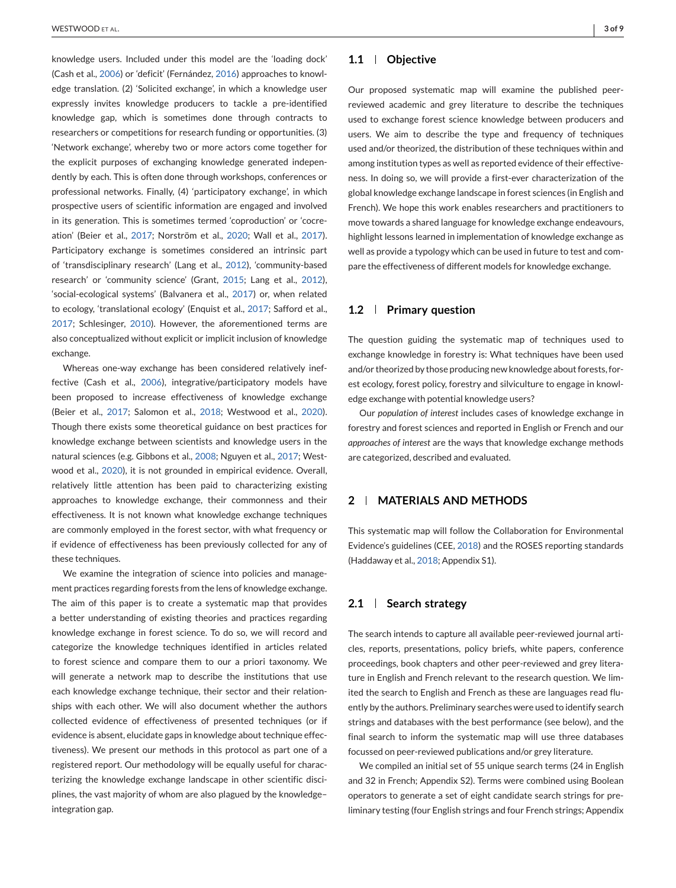knowledge users. Included under this model are the 'loading dock' (Cash et al., 2006) or 'deficit' (Fernández, 2016) approaches to knowledge translation. (2) 'Solicited exchange', in which a knowledge user expressly invites knowledge producers to tackle a pre-identified knowledge gap, which is sometimes done through contracts to researchers or competitions for research funding or opportunities. (3) 'Network exchange', whereby two or more actors come together for the explicit purposes of exchanging knowledge generated independently by each. This is often done through workshops, conferences or professional networks. Finally, (4) 'participatory exchange', in which prospective users of scientific information are engaged and involved in its generation. This is sometimes termed 'coproduction' or 'cocreation' (Beier et al., 2017; Norström et al., 2020; Wall et al., 2017). Participatory exchange is sometimes considered an intrinsic part of 'transdisciplinary research' (Lang et al., 2012), 'community-based research' or 'community science' (Grant, 2015; Lang et al., 2012), 'social-ecological systems' (Balvanera et al., 2017) or, when related to ecology, 'translational ecology' (Enquist et al., 2017; Safford et al., 2017; Schlesinger, 2010). However, the aforementioned terms are also conceptualized without explicit or implicit inclusion of knowledge exchange.

Whereas one-way exchange has been considered relatively ineffective (Cash et al., 2006), integrative/participatory models have been proposed to increase effectiveness of knowledge exchange (Beier et al., 2017; Salomon et al., 2018; Westwood et al., 2020). Though there exists some theoretical guidance on best practices for knowledge exchange between scientists and knowledge users in the natural sciences (e.g. Gibbons et al., 2008; Nguyen et al., 2017; Westwood et al., 2020), it is not grounded in empirical evidence. Overall, relatively little attention has been paid to characterizing existing approaches to knowledge exchange, their commonness and their effectiveness. It is not known what knowledge exchange techniques are commonly employed in the forest sector, with what frequency or if evidence of effectiveness has been previously collected for any of these techniques.

We examine the integration of science into policies and management practices regarding forests from the lens of knowledge exchange. The aim of this paper is to create a systematic map that provides a better understanding of existing theories and practices regarding knowledge exchange in forest science. To do so, we will record and categorize the knowledge techniques identified in articles related to forest science and compare them to our a priori taxonomy. We will generate a network map to describe the institutions that use each knowledge exchange technique, their sector and their relationships with each other. We will also document whether the authors collected evidence of effectiveness of presented techniques (or if evidence is absent, elucidate gaps in knowledge about technique effectiveness). We present our methods in this protocol as part one of a registered report. Our methodology will be equally useful for characterizing the knowledge exchange landscape in other scientific disciplines, the vast majority of whom are also plagued by the knowledge–integration gap.

### 1.1 | Objective

Our proposed systematic map will examine the published peer-reviewed academic and grey literature to describe the techniques used to exchange forest science knowledge between producers and users. We aim to describe the type and frequency of techniques used and/or theorized, the distribution of these techniques within and among institution types as well as reported evidence of their effectiveness. In doing so, we will provide a first-ever characterization of the global knowledge exchange landscape in forest sciences (in English and French). We hope this work enables researchers and practitioners to move towards a shared language for knowledge exchange endeavours, highlight lessons learned in implementation of knowledge exchange as well as provide a typology which can be used in future to test and compare the effectiveness of different models for knowledge exchange.

### 1.2 | Primary question

The question guiding the systematic map of techniques used to exchange knowledge in forestry is: What techniques have been used and/or theorized by those producing new knowledge about forests, forest ecology, forest policy, forestry and silviculture to engage in knowledge exchange with potential knowledge users?

Our *population of interest* includes cases of knowledge exchange in forestry and forest sciences and reported in English or French and our *approaches of interest* are the ways that knowledge exchange methods are categorized, described and evaluated.

## 2 | MATERIALS AND METHODS

This systematic map will follow the Collaboration for Environmental Evidence's guidelines (CEE, 2018) and the ROSES reporting standards (Haddaway et al., 2018; Appendix S1).

### 2.1 | Search strategy

The search intends to capture all available peer-reviewed journal articles, reports, presentations, policy briefs, white papers, conference proceedings, book chapters and other peer-reviewed and grey literature in English and French relevant to the research question. We limited the search to English and French as these are languages read fluently by the authors. Preliminary searches were used to identify search strings and databases with the best performance (see below), and the final search to inform the systematic map will use three databases focussed on peer-reviewed publications and/or grey literature.

We compiled an initial set of 55 unique search terms (24 in English and 32 in French; Appendix S2). Terms were combined using Boolean operators to generate a set of eight candidate search strings for preliminary testing (four English strings and four French strings; Appendix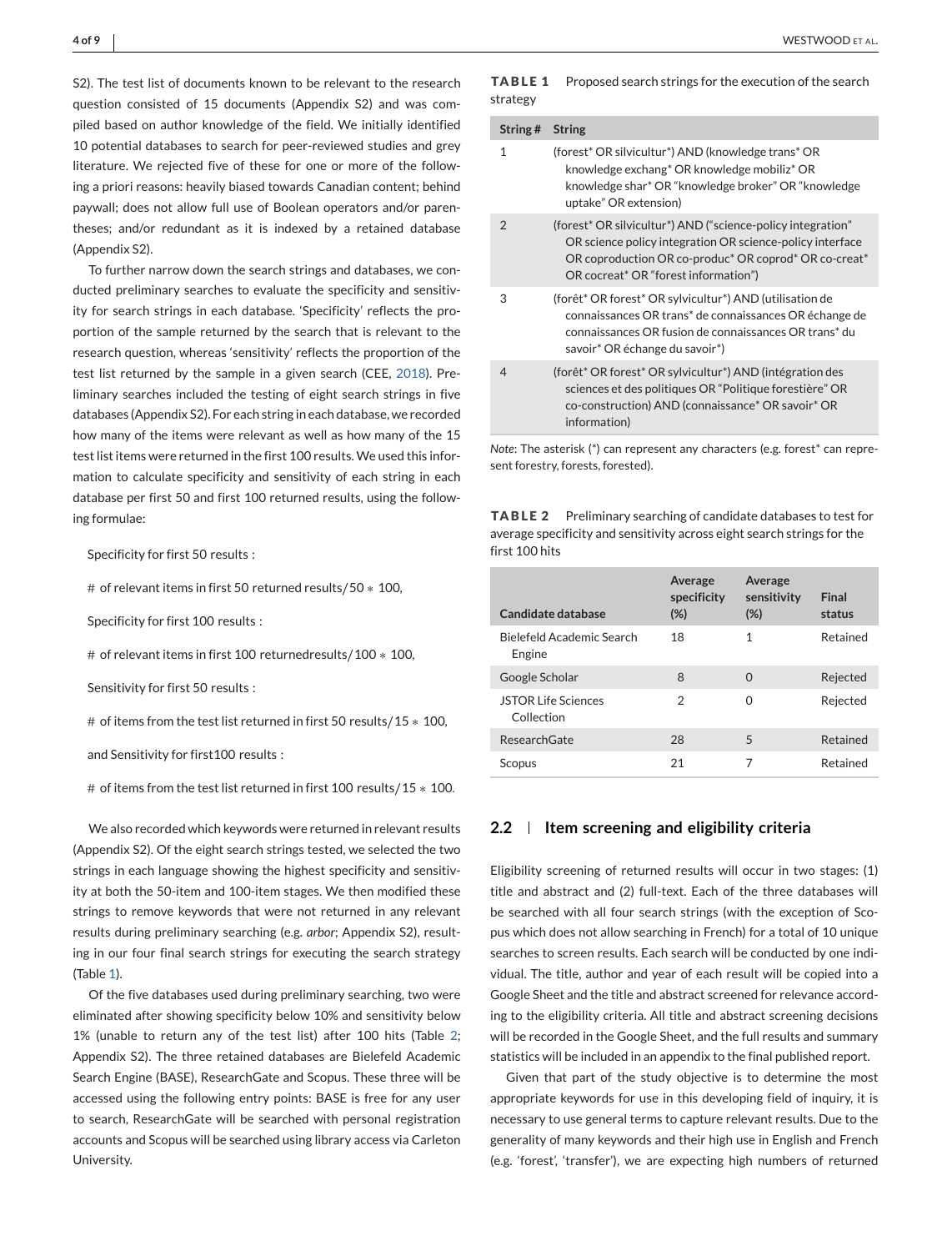S2). The test list of documents known to be relevant to the research question consisted of 15 documents (Appendix S2) and was compiled based on author knowledge of the field. We initially identified 10 potential databases to search for peer-reviewed studies and grey literature. We rejected five of these for one or more of the following a priori reasons: heavily biased towards Canadian content; behind paywall; does not allow full use of Boolean operators and/or parentheses; and/or redundant as it is indexed by a retained database (Appendix S2).

To further narrow down the search strings and databases, we conducted preliminary searches to evaluate the specificity and sensitivity for search strings in each database. 'Specificity' reflects the proportion of the sample returned by the search that is relevant to the research question, whereas 'sensitivity' reflects the proportion of the test list returned by the sample in a given search (CEE, 2018). Preliminary searches included the testing of eight search strings in five databases (Appendix S2). For each string in each database, we recorded how many of the items were relevant as well as how many of the 15 test list items were returned in the first 100 results. We used this information to calculate specificity and sensitivity of each string in each database per first 50 and first 100 returned results, using the following formulae:

Specificity for first 50 results :

$$\text{\# of relevant items in first 50 returned results}/50 * 100,$$

Specificity for first 100 results :

$$\text{\# of relevant items in first 100 returnedresults}/100 * 100,$$

Sensitivity for first 50 results :

$$\text{\# of items from the test list returned in first 50 results}/15 * 100,$$

and Sensitivity for first100 results :

$$\text{\# of items from the test list returned in first 100 results}/15 * 100.$$

We also recorded which keywords were returned in relevant results (Appendix S2). Of the eight search strings tested, we selected the two strings in each language showing the highest specificity and sensitivity at both the 50-item and 100-item stages. We then modified these strings to remove keywords that were not returned in any relevant results during preliminary searching (e.g. *arbor*; Appendix S2), resulting in our four final search strings for executing the search strategy (Table 1).

Of the five databases used during preliminary searching, two were eliminated after showing specificity below 10% and sensitivity below 1% (unable to return any of the test list) after 100 hits (Table 2; Appendix S2). The three retained databases are Bielefeld Academic Search Engine (BASE), ResearchGate and Scopus. These three will be accessed using the following entry points: BASE is free for any user to search, ResearchGate will be searched with personal registration accounts and Scopus will be searched using library access via Carleton University.

**TABLE 1** Proposed search strings for the execution of the search strategy

| String # | String |
|---|---|
| 1 | (forest* OR silvicultur*) AND (knowledge trans* OR knowledge exchang* OR knowledge mobiliz* OR knowledge shar* OR "knowledge broker" OR "knowledge uptake" OR extension) |
| 2 | (forest* OR silvicultur*) AND ("science-policy integration" OR science policy integration OR science-policy interface OR coproduction OR co-produc* OR coprod* OR co-creat* OR cocreat* OR "forest information") |
| 3 | (forêt* OR forest* OR sylvicultur*) AND (utilisation de connaissances OR trans* de connaissances OR échange de connaissances OR fusion de connaissances OR trans* du savoir* OR échange du savoir*) |
| 4 | (forêt* OR forest* OR sylvicultur*) AND (intégration des sciences et des politiques OR "Politique forestière" OR co-construction) AND (connaissance* OR savoir* OR information) |

*Note*: The asterisk (*) can represent any characters (e.g. forest* can represent forestry, forests, forested).

**TABLE 2** Preliminary searching of candidate databases to test for average specificity and sensitivity across eight search strings for the first 100 hits

| Candidate database | Average specificity (%) | Average sensitivity (%) | Final status |
|---|---|---|---|
| Bielefeld Academic Search Engine | 18 | 1 | Retained |
| Google Scholar | 8 | 0 | Rejected |
| JSTOR Life Sciences Collection | 2 | 0 | Rejected |
| ResearchGate | 28 | 5 | Retained |
| Scopus | 21 | 7 | Retained |

## 2.2 | Item screening and eligibility criteria

Eligibility screening of returned results will occur in two stages: (1) title and abstract and (2) full-text. Each of the three databases will be searched with all four search strings (with the exception of Scopus which does not allow searching in French) for a total of 10 unique searches to screen results. Each search will be conducted by one individual. The title, author and year of each result will be copied into a Google Sheet and the title and abstract screened for relevance according to the eligibility criteria. All title and abstract screening decisions will be recorded in the Google Sheet, and the full results and summary statistics will be included in an appendix to the final published report.

Given that part of the study objective is to determine the most appropriate keywords for use in this developing field of inquiry, it is necessary to use general terms to capture relevant results. Due to the generality of many keywords and their high use in English and French (e.g. 'forest', 'transfer'), we are expecting high numbers of returned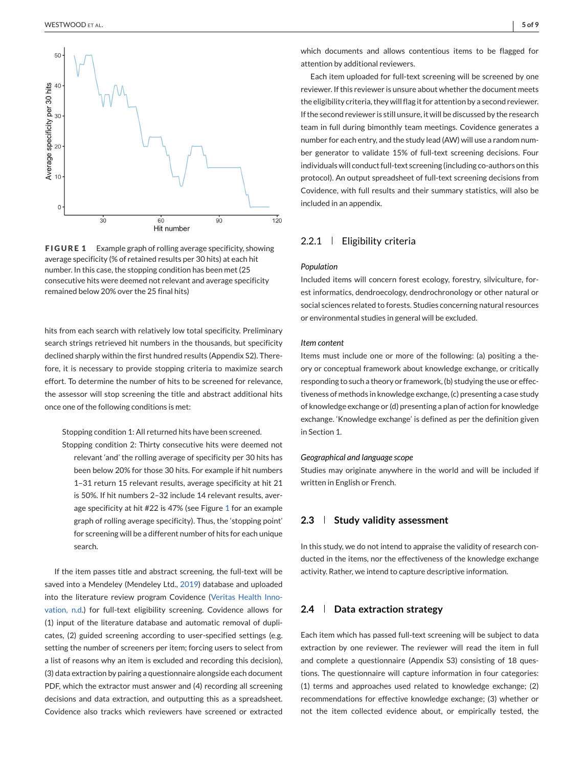FIGURE 1 Example graph of rolling average specificity, showing average specificity (% of retained results per 30 hits) at each hit number. In this case, the stopping condition has been met (25 consecutive hits were deemed not relevant and average specificity remained below 20% over the 25 final hits)

hits from each search with relatively low total specificity. Preliminary search strings retrieved hit numbers in the thousands, but specificity declined sharply within the first hundred results (Appendix S2). Therefore, it is necessary to provide stopping criteria to maximize search effort. To determine the number of hits to be screened for relevance, the assessor will stop screening the title and abstract additional hits once one of the following conditions is met:

> Stopping condition 1: All returned hits have been screened.
>
> Stopping condition 2: Thirty consecutive hits were deemed not relevant 'and' the rolling average of specificity per 30 hits has been below 20% for those 30 hits. For example if hit numbers 1–31 return 15 relevant results, average specificity at hit 21 is 50%. If hit numbers 2–32 include 14 relevant results, average specificity at hit #22 is 47% (see Figure 1 for an example graph of rolling average specificity). Thus, the 'stopping point' for screening will be a different number of hits for each unique search.

If the item passes title and abstract screening, the full-text will be saved into a Mendeley (Mendeley Ltd., 2019) database and uploaded into the literature review program Covidence (Veritas Health Innovation, n.d.) for full-text eligibility screening. Covidence allows for (1) input of the literature database and automatic removal of duplicates, (2) guided screening according to user-specified settings (e.g. setting the number of screeners per item; forcing users to select from a list of reasons why an item is excluded and recording this decision), (3) data extraction by pairing a questionnaire alongside each document PDF, which the extractor must answer and (4) recording all screening decisions and data extraction, and outputting this as a spreadsheet. Covidence also tracks which reviewers have screened or extracted which documents and allows contentious items to be flagged for attention by additional reviewers.

Each item uploaded for full-text screening will be screened by one reviewer. If this reviewer is unsure about whether the document meets the eligibility criteria, they will flag it for attention by a second reviewer. If the second reviewer is still unsure, it will be discussed by the research team in full during bimonthly team meetings. Covidence generates a number for each entry, and the study lead (AW) will use a random number generator to validate 15% of full-text screening decisions. Four individuals will conduct full-text screening (including co-authors on this protocol). An output spreadsheet of full-text screening decisions from Covidence, with full results and their summary statistics, will also be included in an appendix.

### 2.2.1 | Eligibility criteria

*Population*

Included items will concern forest ecology, forestry, silviculture, forest informatics, dendroecology, dendrochronology or other natural or social sciences related to forests. Studies concerning natural resources or environmental studies in general will be excluded.

*Item content*

Items must include one or more of the following: (a) positing a theory or conceptual framework about knowledge exchange, or critically responding to such a theory or framework, (b) studying the use or effectiveness of methods in knowledge exchange, (c) presenting a case study of knowledge exchange or (d) presenting a plan of action for knowledge exchange. 'Knowledge exchange' is defined as per the definition given in Section 1.

*Geographical and language scope*

Studies may originate anywhere in the world and will be included if written in English or French.

## 2.3 | Study validity assessment

In this study, we do not intend to appraise the validity of research conducted in the items, nor the effectiveness of the knowledge exchange activity. Rather, we intend to capture descriptive information.

## 2.4 | Data extraction strategy

Each item which has passed full-text screening will be subject to data extraction by one reviewer. The reviewer will read the item in full and complete a questionnaire (Appendix S3) consisting of 18 questions. The questionnaire will capture information in four categories: (1) terms and approaches used related to knowledge exchange; (2) recommendations for effective knowledge exchange; (3) whether or not the item collected evidence about, or empirically tested, the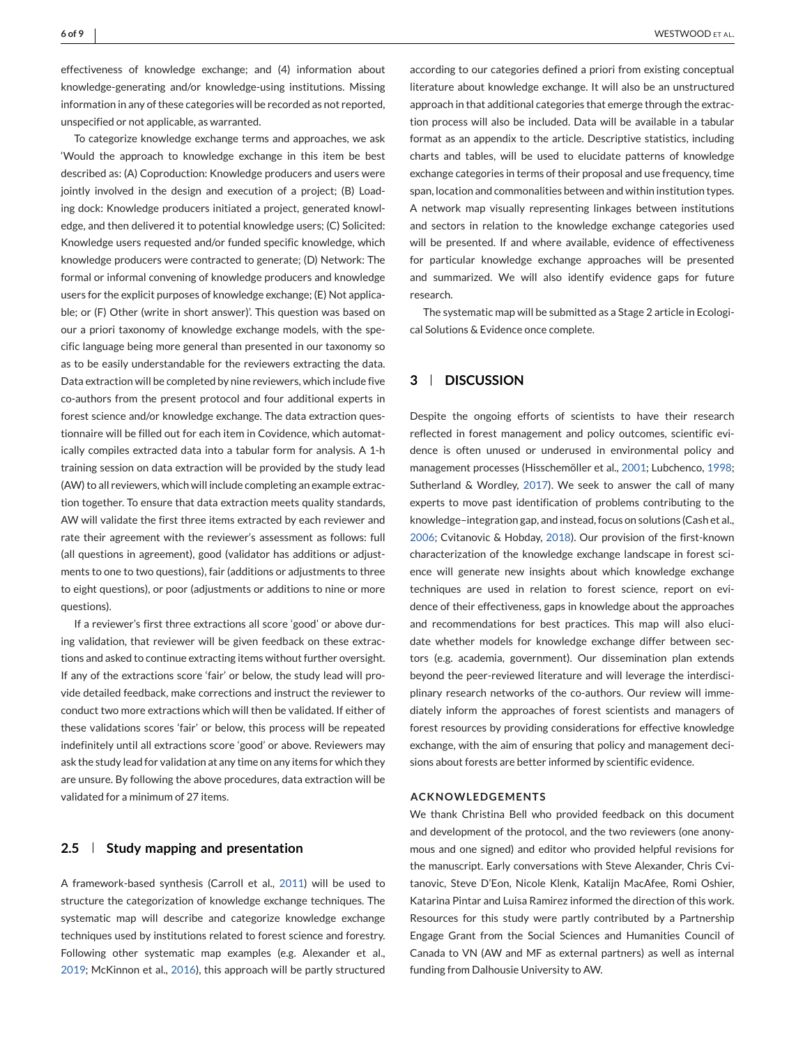effectiveness of knowledge exchange; and (4) information about knowledge-generating and/or knowledge-using institutions. Missing information in any of these categories will be recorded as not reported, unspecified or not applicable, as warranted.

To categorize knowledge exchange terms and approaches, we ask 'Would the approach to knowledge exchange in this item be best described as: (A) Coproduction: Knowledge producers and users were jointly involved in the design and execution of a project; (B) Loading dock: Knowledge producers initiated a project, generated knowledge, and then delivered it to potential knowledge users; (C) Solicited: Knowledge users requested and/or funded specific knowledge, which knowledge producers were contracted to generate; (D) Network: The formal or informal convening of knowledge producers and knowledge users for the explicit purposes of knowledge exchange; (E) Not applicable; or (F) Other (write in short answer)'. This question was based on our a priori taxonomy of knowledge exchange models, with the specific language being more general than presented in our taxonomy so as to be easily understandable for the reviewers extracting the data. Data extraction will be completed by nine reviewers, which include five co-authors from the present protocol and four additional experts in forest science and/or knowledge exchange. The data extraction questionnaire will be filled out for each item in Covidence, which automatically compiles extracted data into a tabular form for analysis. A 1-h training session on data extraction will be provided by the study lead (AW) to all reviewers, which will include completing an example extraction together. To ensure that data extraction meets quality standards, AW will validate the first three items extracted by each reviewer and rate their agreement with the reviewer's assessment as follows: full (all questions in agreement), good (validator has additions or adjustments to one to two questions), fair (additions or adjustments to three to eight questions), or poor (adjustments or additions to nine or more questions).

If a reviewer's first three extractions all score 'good' or above during validation, that reviewer will be given feedback on these extractions and asked to continue extracting items without further oversight. If any of the extractions score 'fair' or below, the study lead will provide detailed feedback, make corrections and instruct the reviewer to conduct two more extractions which will then be validated. If either of these validations scores 'fair' or below, this process will be repeated indefinitely until all extractions score 'good' or above. Reviewers may ask the study lead for validation at any time on any items for which they are unsure. By following the above procedures, data extraction will be validated for a minimum of 27 items.

### 2.5 | Study mapping and presentation

A framework-based synthesis (Carroll et al., 2011) will be used to structure the categorization of knowledge exchange techniques. The systematic map will describe and categorize knowledge exchange techniques used by institutions related to forest science and forestry. Following other systematic map examples (e.g. Alexander et al., 2019; McKinnon et al., 2016), this approach will be partly structured according to our categories defined a priori from existing conceptual literature about knowledge exchange. It will also be an unstructured approach in that additional categories that emerge through the extraction process will also be included. Data will be available in a tabular format as an appendix to the article. Descriptive statistics, including charts and tables, will be used to elucidate patterns of knowledge exchange categories in terms of their proposal and use frequency, time span, location and commonalities between and within institution types. A network map visually representing linkages between institutions and sectors in relation to the knowledge exchange categories used will be presented. If and where available, evidence of effectiveness for particular knowledge exchange approaches will be presented and summarized. We will also identify evidence gaps for future research.

The systematic map will be submitted as a Stage 2 article in Ecological Solutions & Evidence once complete.

## 3 | DISCUSSION

Despite the ongoing efforts of scientists to have their research reflected in forest management and policy outcomes, scientific evidence is often unused or underused in environmental policy and management processes (Hisschemöller et al., 2001; Lubchenco, 1998; Sutherland & Wordley, 2017). We seek to answer the call of many experts to move past identification of problems contributing to the knowledge–integration gap, and instead, focus on solutions (Cash et al., 2006; Cvitanovic & Hobday, 2018). Our provision of the first-known characterization of the knowledge exchange landscape in forest science will generate new insights about which knowledge exchange techniques are used in relation to forest science, report on evidence of their effectiveness, gaps in knowledge about the approaches and recommendations for best practices. This map will also elucidate whether models for knowledge exchange differ between sectors (e.g. academia, government). Our dissemination plan extends beyond the peer-reviewed literature and will leverage the interdisciplinary research networks of the co-authors. Our review will immediately inform the approaches of forest scientists and managers of forest resources by providing considerations for effective knowledge exchange, with the aim of ensuring that policy and management decisions about forests are better informed by scientific evidence.

#### ACKNOWLEDGEMENTS

We thank Christina Bell who provided feedback on this document and development of the protocol, and the two reviewers (one anonymous and one signed) and editor who provided helpful revisions for the manuscript. Early conversations with Steve Alexander, Chris Cvitanovic, Steve D'Eon, Nicole Klenk, Katalijn MacAfee, Romi Oshier, Katarina Pintar and Luisa Ramirez informed the direction of this work. Resources for this study were partly contributed by a Partnership Engage Grant from the Social Sciences and Humanities Council of Canada to VN (AW and MF as external partners) as well as internal funding from Dalhousie University to AW.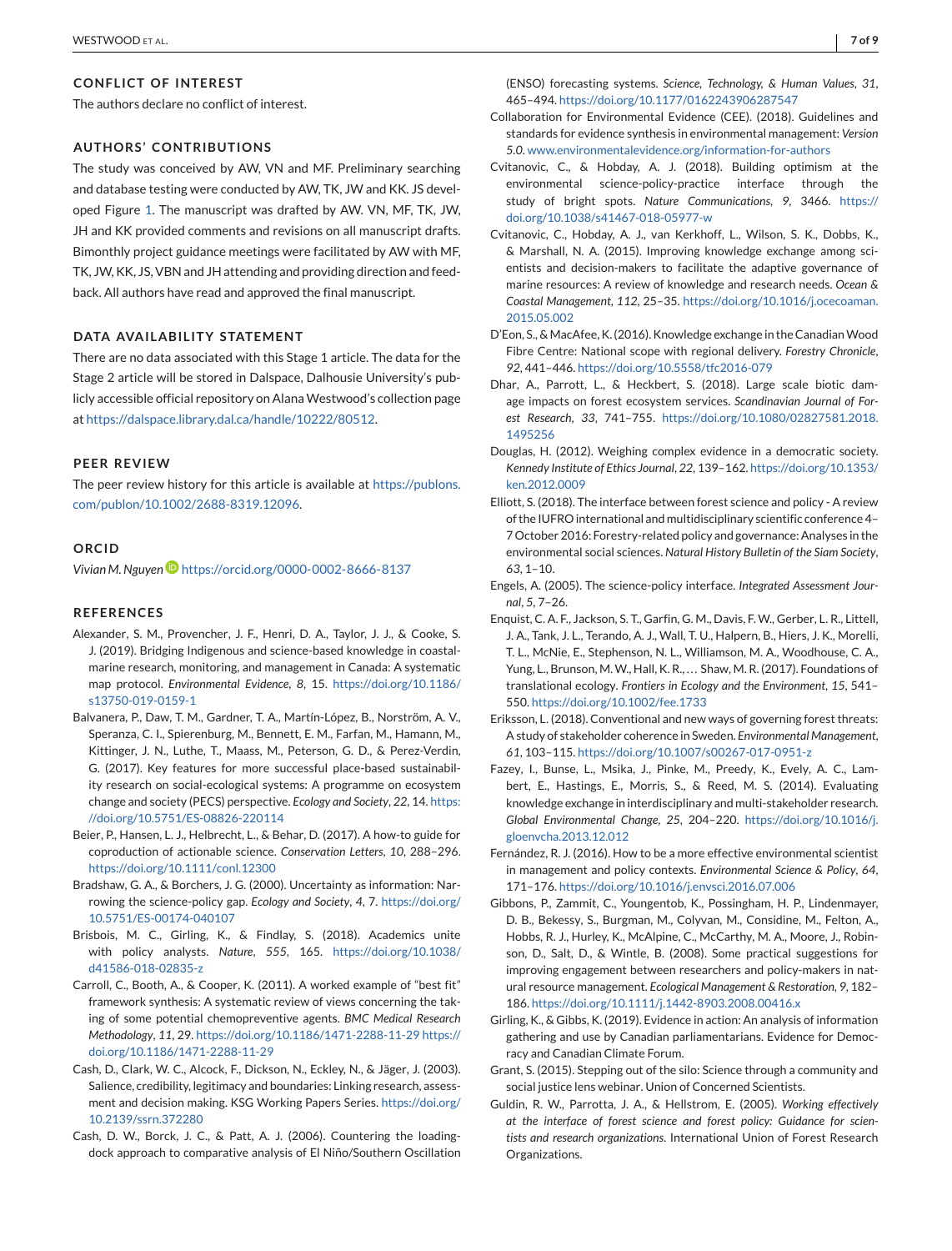## CONFLICT OF INTEREST

The authors declare no conflict of interest.

## AUTHORS' CONTRIBUTIONS

The study was conceived by AW, VN and MF. Preliminary searching and database testing were conducted by AW, TK, JW and KK. JS developed Figure 1. The manuscript was drafted by AW. VN, MF, TK, JW, JH and KK provided comments and revisions on all manuscript drafts. Bimonthly project guidance meetings were facilitated by AW with MF, TK, JW, KK, JS, VBN and JH attending and providing direction and feedback. All authors have read and approved the final manuscript.

## DATA AVAILABILITY STATEMENT

There are no data associated with this Stage 1 article. The data for the Stage 2 article will be stored in Dalspace, Dalhousie University's publicly accessible official repository on Alana Westwood's collection page at https://dalspace.library.dal.ca/handle/10222/80512.

## PEER REVIEW

The peer review history for this article is available at https://publons.com/publon/10.1002/2688-8319.12096.

## ORCID

*Vivian M. Nguyen* https://orcid.org/0000-0002-8666-8137

## REFERENCES

Alexander, S. M., Provencher, J. F., Henri, D. A., Taylor, J. J., & Cooke, S. J. (2019). Bridging Indigenous and science-based knowledge in coastal-marine research, monitoring, and management in Canada: A systematic map protocol. *Environmental Evidence*, *8*, 15. https://doi.org/10.1186/s13750-019-0159-1

Balvanera, P., Daw, T. M., Gardner, T. A., Martín-López, B., Norström, A. V., Speranza, C. I., Spierenburg, M., Bennett, E. M., Farfan, M., Hamann, M., Kittinger, J. N., Luthe, T., Maass, M., Peterson, G. D., & Perez-Verdin, G. (2017). Key features for more successful place-based sustainability research on social-ecological systems: A programme on ecosystem change and society (PECS) perspective. *Ecology and Society*, *22*, 14. https://doi.org/10.5751/ES-08826-220114

Beier, P., Hansen, L. J., Helbrecht, L., & Behar, D. (2017). A how-to guide for coproduction of actionable science. *Conservation Letters*, *10*, 288–296. https://doi.org/10.1111/conl.12300

Bradshaw, G. A., & Borchers, J. G. (2000). Uncertainty as information: Narrowing the science-policy gap. *Ecology and Society*, *4*, 7. https://doi.org/10.5751/ES-00174-040107

Brisbois, M. C., Girling, K., & Findlay, S. (2018). Academics unite with policy analysts. *Nature*, *555*, 165. https://doi.org/10.1038/d41586-018-02835-z

Carroll, C., Booth, A., & Cooper, K. (2011). A worked example of "best fit" framework synthesis: A systematic review of views concerning the taking of some potential chemopreventive agents. *BMC Medical Research Methodology*, *11*, 29. https://doi.org/10.1186/1471-2288-11-29 https://doi.org/10.1186/1471-2288-11-29

Cash, D., Clark, W. C., Alcock, F., Dickson, N., Eckley, N., & Jäger, J. (2003). Salience, credibility, legitimacy and boundaries: Linking research, assessment and decision making. KSG Working Papers Series. https://doi.org/10.2139/ssrn.372280

Cash, D. W., Borck, J. C., & Patt, A. J. (2006). Countering the loading-dock approach to comparative analysis of El Niño/Southern Oscillation (ENSO) forecasting systems. *Science, Technology, & Human Values*, *31*, 465–494. https://doi.org/10.1177/0162243906287547

Collaboration for Environmental Evidence (CEE). (2018). Guidelines and standards for evidence synthesis in environmental management: *Version 5.0*. www.environmentalevidence.org/information-for-authors

Cvitanovic, C., & Hobday, A. J. (2018). Building optimism at the environmental science-policy-practice interface through the study of bright spots. *Nature Communications*, *9*, 3466. https://doi.org/10.1038/s41467-018-05977-w

Cvitanovic, C., Hobday, A. J., van Kerkhoff, L., Wilson, S. K., Dobbs, K., & Marshall, N. A. (2015). Improving knowledge exchange among scientists and decision-makers to facilitate the adaptive governance of marine resources: A review of knowledge and research needs. *Ocean & Coastal Management*, *112*, 25–35. https://doi.org/10.1016/j.ocecoaman.2015.05.002

D'Eon, S., & MacAfee, K. (2016). Knowledge exchange in the Canadian Wood Fibre Centre: National scope with regional delivery. *Forestry Chronicle*, *92*, 441–446. https://doi.org/10.5558/tfc2016-079

Dhar, A., Parrott, L., & Heckbert, S. (2018). Large scale biotic damage impacts on forest ecosystem services. *Scandinavian Journal of Forest Research*, *33*, 741–755. https://doi.org/10.1080/02827581.2018.1495256

Douglas, H. (2012). Weighing complex evidence in a democratic society. *Kennedy Institute of Ethics Journal*, *22*, 139–162. https://doi.org/10.1353/ken.2012.0009

Elliott, S. (2018). The interface between forest science and policy - A review of the IUFRO international and multidisciplinary scientific conference 4–7 October 2016: Forestry-related policy and governance: Analyses in the environmental social sciences. *Natural History Bulletin of the Siam Society*, *63*, 1–10.

Engels, A. (2005). The science-policy interface. *Integrated Assessment Journal*, *5*, 7–26.

Enquist, C. A. F., Jackson, S. T., Garfin, G. M., Davis, F. W., Gerber, L. R., Littell, J. A., Tank, J. L., Terando, A. J., Wall, T. U., Halpern, B., Hiers, J. K., Morelli, T. L., McNie, E., Stephenson, N. L., Williamson, M. A., Woodhouse, C. A., Yung, L., Brunson, M. W., Hall, K. R., … Shaw, M. R. (2017). Foundations of translational ecology. *Frontiers in Ecology and the Environment*, *15*, 541–550. https://doi.org/10.1002/fee.1733

Eriksson, L. (2018). Conventional and new ways of governing forest threats: A study of stakeholder coherence in Sweden. *Environmental Management*, *61*, 103–115. https://doi.org/10.1007/s00267-017-0951-z

Fazey, I., Bunse, L., Msika, J., Pinke, M., Preedy, K., Evely, A. C., Lambert, E., Hastings, E., Morris, S., & Reed, M. S. (2014). Evaluating knowledge exchange in interdisciplinary and multi-stakeholder research. *Global Environmental Change*, *25*, 204–220. https://doi.org/10.1016/j.gloenvcha.2013.12.012

Fernández, R. J. (2016). How to be a more effective environmental scientist in management and policy contexts. *Environmental Science & Policy*, *64*, 171–176. https://doi.org/10.1016/j.envsci.2016.07.006

Gibbons, P., Zammit, C., Youngentob, K., Possingham, H. P., Lindenmayer, D. B., Bekessy, S., Burgman, M., Colyvan, M., Considine, M., Felton, A., Hobbs, R. J., Hurley, K., McAlpine, C., McCarthy, M. A., Moore, J., Robinson, D., Salt, D., & Wintle, B. (2008). Some practical suggestions for improving engagement between researchers and policy-makers in natural resource management. *Ecological Management & Restoration*, *9*, 182–186. https://doi.org/10.1111/j.1442-8903.2008.00416.x

Girling, K., & Gibbs, K. (2019). Evidence in action: An analysis of information gathering and use by Canadian parliamentarians. Evidence for Democracy and Canadian Climate Forum.

Grant, S. (2015). Stepping out of the silo: Science through a community and social justice lens webinar. Union of Concerned Scientists.

Guldin, R. W., Parrotta, J. A., & Hellstrom, E. (2005). *Working effectively at the interface of forest science and forest policy: Guidance for scientists and research organizations*. International Union of Forest Research Organizations.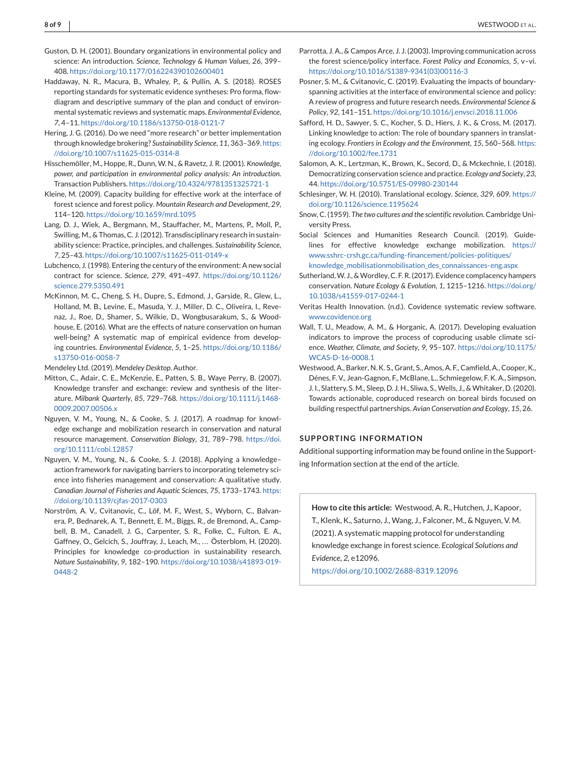Guston, D. H. (2001). Boundary organizations in environmental policy and science: An introduction. *Science, Technology & Human Values*, *26*, 399–408. https://doi.org/10.1177/016224390102600401

Haddaway, N. R., Macura, B., Whaley, P., & Pullin, A. S. (2018). ROSES reporting standards for systematic evidence syntheses: Pro forma, flow-diagram and descriptive summary of the plan and conduct of environmental systematic reviews and systematic maps. *Environmental Evidence*, *7*, 4–11. https://doi.org/10.1186/s13750-018-0121-7

Hering, J. G. (2016). Do we need "more research" or better implementation through knowledge brokering? *Sustainability Science*, *11*, 363–369. https://doi.org/10.1007/s11625-015-0314-8

Hisschemöller, M., Hoppe, R., Dunn, W. N., & Ravetz, J. R. (2001). *Knowledge, power, and participation in environmental policy analysis: An introduction.* Transaction Publishers. https://doi.org/10.4324/9781351325721-1

Kleine, M. (2009). Capacity building for effective work at the interface of forest science and forest policy. *Mountain Research and Development*, *29*, 114–120. https://doi.org/10.1659/mrd.1095

Lang, D. J., Wiek, A., Bergmann, M., Stauffacher, M., Martens, P., Moll, P., Swilling, M., & Thomas, C. J. (2012). Transdisciplinary research in sustainability science: Practice, principles, and challenges. *Sustainability Science*, *7*, 25–43. https://doi.org/10.1007/s11625-011-0149-x

Lubchenco, J. (1998). Entering the century of the environment: A new social contract for science. *Science*, *279*, 491–497. https://doi.org/10.1126/science.279.5350.491

McKinnon, M. C., Cheng, S. H., Dupre, S., Edmond, J., Garside, R., Glew, L., Holland, M. B., Levine, E., Masuda, Y. J., Miller, D. C., Oliveira, I., Revenaz, J., Roe, D., Shamer, S., Wilkie, D., Wongbusarakum, S., & Woodhouse, E. (2016). What are the effects of nature conservation on human well-being? A systematic map of empirical evidence from developing countries. *Environmental Evidence*, *5*, 1–25. https://doi.org/10.1186/s13750-016-0058-7

Mendeley Ltd. (2019). *Mendeley Desktop*. Author.

Mitton, C., Adair, C. E., McKenzie, E., Patten, S. B., Waye Perry, B. (2007). Knowledge transfer and exchange: review and synthesis of the literature. *Milbank Quarterly*, *85*, 729–768. https://doi.org/10.1111/j.1468-0009.2007.00506.x

Nguyen, V. M., Young, N., & Cooke, S. J. (2017). A roadmap for knowledge exchange and mobilization research in conservation and natural resource management. *Conservation Biology*, *31*, 789–798. https://doi.org/10.1111/cobi.12857

Nguyen, V. M., Young, N., & Cooke, S. J. (2018). Applying a knowledge–action framework for navigating barriers to incorporating telemetry science into fisheries management and conservation: A qualitative study. *Canadian Journal of Fisheries and Aquatic Sciences*, *75*, 1733–1743. https://doi.org/10.1139/cjfas-2017-0303

Norström, A. V., Cvitanovic, C., Löf, M. F., West, S., Wyborn, C., Balvanera, P., Bednarek, A. T., Bennett, E. M., Biggs, R., de Bremond, A., Campbell, B. M., Canadell, J. G., Carpenter, S. R., Folke, C., Fulton, E. A., Gaffney, O., Gelcich, S., Jouffray, J., Leach, M., … Österblom, H. (2020). Principles for knowledge co-production in sustainability research. *Nature Sustainability*, *9*, 182–190. https://doi.org/10.1038/s41893-019-0448-2

Parrotta, J. A., & Campos Arce, J. J. (2003). Improving communication across the forest science/policy interface. *Forest Policy and Economics*, *5*, v–vi. https://doi.org/10.1016/S1389-9341(03)00116-3

Posner, S. M., & Cvitanovic, C. (2019). Evaluating the impacts of boundary-spanning activities at the interface of environmental science and policy: A review of progress and future research needs. *Environmental Science & Policy*, *92*, 141–151. https://doi.org/10.1016/j.envsci.2018.11.006

Safford, H. D., Sawyer, S. C., Kocher, S. D., Hiers, J. K., & Cross, M. (2017). Linking knowledge to action: The role of boundary spanners in translating ecology. *Frontiers in Ecology and the Environment*, *15*, 560–568. https://doi.org/10.1002/fee.1731

Salomon, A. K., Lertzman, K., Brown, K., Secord, D., & Mckechnie, I. (2018). Democratizing conservation science and practice. *Ecology and Society*, *23*, 44. https://doi.org/10.5751/ES-09980-230144

Schlesinger, W. H. (2010). Translational ecology. *Science*, *329*, 609. https://doi.org/10.1126/science.1195624

Snow, C. (1959). *The two cultures and the scientific revolution*. Cambridge University Press.

Social Sciences and Humanities Research Council. (2019). Guidelines for effective knowledge exchange mobilization. https://www.sshrc-crsh.gc.ca/funding-financement/policies-politiques/knowledge_mobilisationmobilisation_des_connaissances-eng.aspx

Sutherland, W. J., & Wordley, C. F. R. (2017). Evidence complacency hampers conservation. *Nature Ecology & Evolution*, *1*, 1215–1216. https://doi.org/10.1038/s41559-017-0244-1

Veritas Health Innovation. (n.d.). Covidence systematic review software. www.covidence.org

Wall, T. U., Meadow, A. M., & Horganic, A. (2017). Developing evaluation indicators to improve the process of coproducing usable climate science. *Weather, Climate, and Society*, *9*, 95–107. https://doi.org/10.1175/WCAS-D-16-0008.1

Westwood, A., Barker, N. K. S., Grant, S., Amos, A. F., Camfield, A., Cooper, K., Dénes, F. V., Jean-Gagnon, F., McBlane, L., Schmiegelow, F. K. A., Simpson, J. I., Slattery, S. M., Sleep, D. J. H., Sliwa, S., Wells, J., & Whitaker, D. (2020). Towards actionable, coproduced research on boreal birds focused on building respectful partnerships. *Avian Conservation and Ecology*, *15*, 26.

## SUPPORTING INFORMATION

Additional supporting information may be found online in the Supporting Information section at the end of the article.

**How to cite this article:** Westwood, A. R., Hutchen, J., Kapoor, T., Klenk, K., Saturno, J., Wang, J., Falconer, M., & Nguyen, V. M. (2021). A systematic mapping protocol for understanding knowledge exchange in forest science. *Ecological Solutions and Evidence*, *2*, e12096. https://doi.org/10.1002/2688-8319.12096